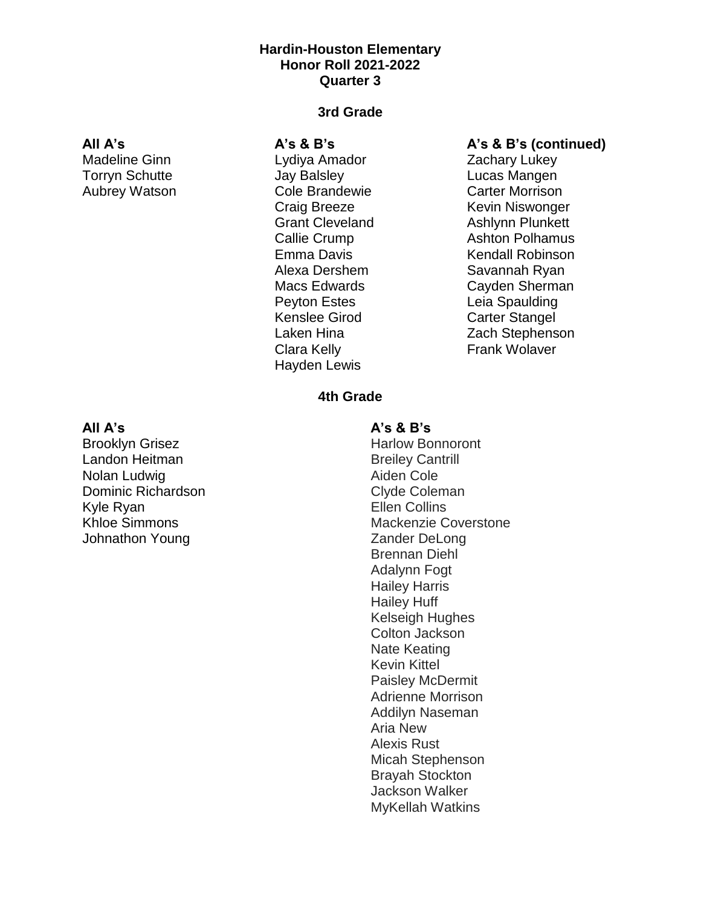# Hardin-Houston Elementary
# Honor Roll 2021-2022
# Quarter 3

## 3rd Grade

### All A's

Madeline Ginn
Torryn Schutte
Aubrey Watson

### A's & B's

Lydiya Amador
Jay Balsley
Cole Brandewie
Craig Breeze
Grant Cleveland
Callie Crump
Emma Davis
Alexa Dershem
Macs Edwards
Peyton Estes
Kenslee Girod
Laken Hina
Clara Kelly
Hayden Lewis

### A's & B's (continued)

Zachary Lukey
Lucas Mangen
Carter Morrison
Kevin Niswonger
Ashlynn Plunkett
Ashton Polhamus
Kendall Robinson
Savannah Ryan
Cayden Sherman
Leia Spaulding
Carter Stangel
Zach Stephenson
Frank Wolaver

## 4th Grade

### All A's

Brooklyn Grisez
Landon Heitman
Nolan Ludwig
Dominic Richardson
Kyle Ryan
Khloe Simmons
Johnathon Young

### A's & B's

Harlow Bonnoront
Breiley Cantrill
Aiden Cole
Clyde Coleman
Ellen Collins
Mackenzie Coverstone
Zander DeLong
Brennan Diehl
Adalynn Fogt
Hailey Harris
Hailey Huff
Kelseigh Hughes
Colton Jackson
Nate Keating
Kevin Kittel
Paisley McDermit
Adrienne Morrison
Addilyn Naseman
Aria New
Alexis Rust
Micah Stephenson
Brayah Stockton
Jackson Walker
MyKellah Watkins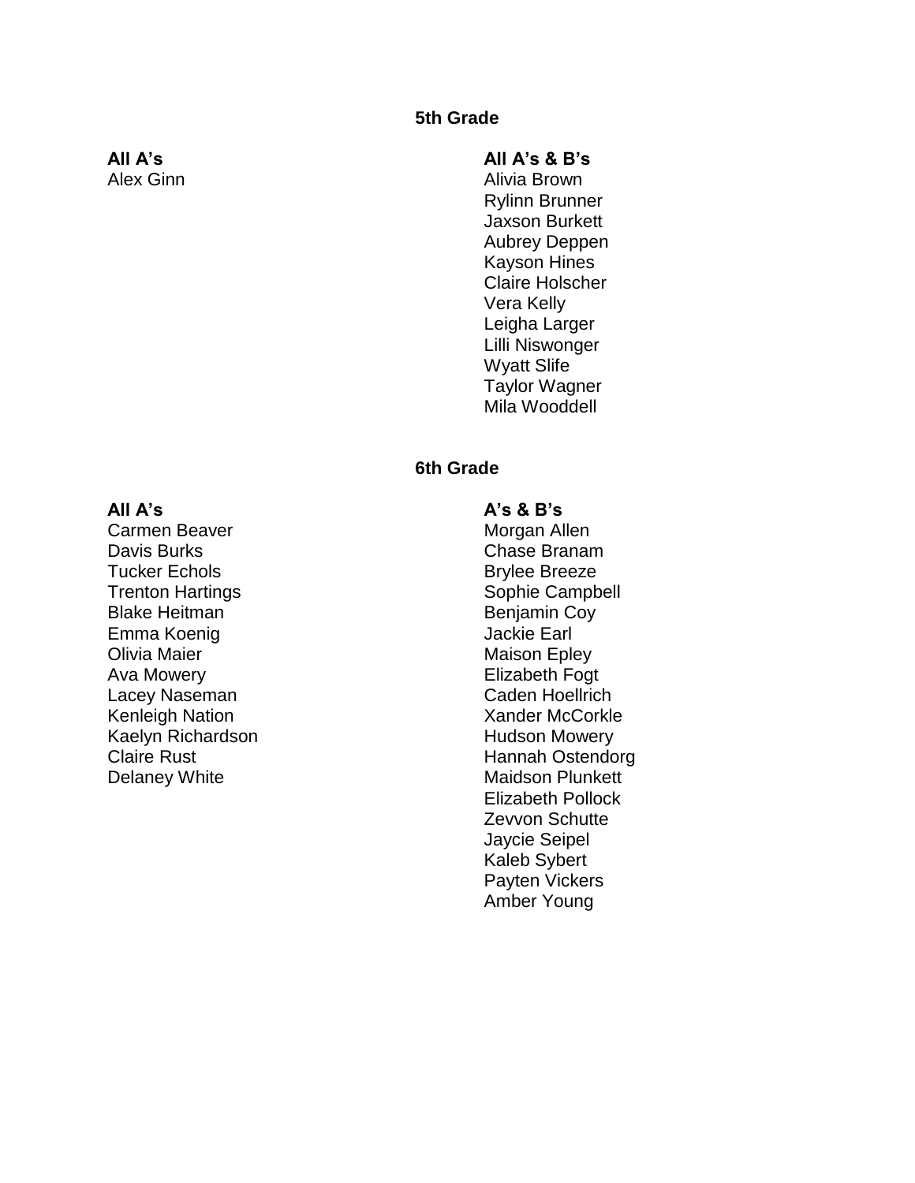## 5th Grade

**All A's**

Alex Ginn

**All A's & B's**

Alivia Brown
Rylinn Brunner
Jaxson Burkett
Aubrey Deppen
Kayson Hines
Claire Holscher
Vera Kelly
Leigha Larger
Lilli Niswonger
Wyatt Slife
Taylor Wagner
Mila Wooddell

## 6th Grade

**All A's**

Carmen Beaver
Davis Burks
Tucker Echols
Trenton Hartings
Blake Heitman
Emma Koenig
Olivia Maier
Ava Mowery
Lacey Naseman
Kenleigh Nation
Kaelyn Richardson
Claire Rust
Delaney White

**A's & B's**

Morgan Allen
Chase Branam
Brylee Breeze
Sophie Campbell
Benjamin Coy
Jackie Earl
Maison Epley
Elizabeth Fogt
Caden Hoellrich
Xander McCorkle
Hudson Mowery
Hannah Ostendorg
Maidson Plunkett
Elizabeth Pollock
Zevvon Schutte
Jaycie Seipel
Kaleb Sybert
Payten Vickers
Amber Young